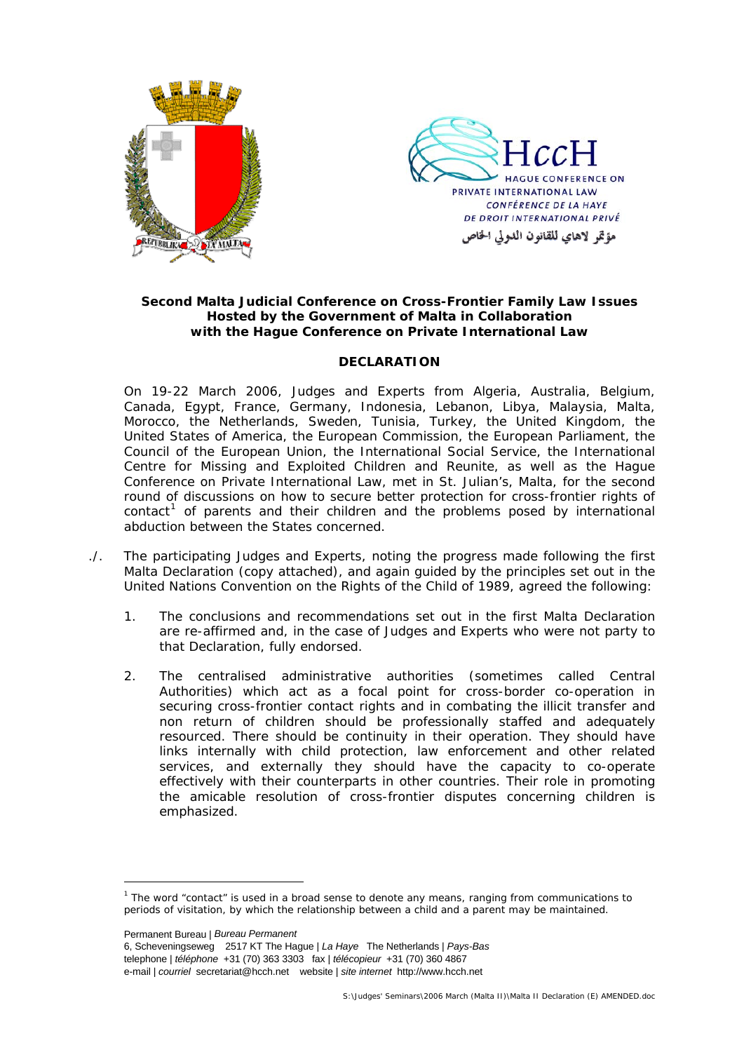HccH
HAGUE CONFERENCE ON PRIVATE INTERNATIONAL LAW
CONFÉRENCE DE LA HAYE DE DROIT INTERNATIONAL PRIVÉ
مؤتمر لاهاي للقانون الدولي الخاص

**Second Malta Judicial Conference on Cross-Frontier Family Law Issues**
**Hosted by the Government of Malta in Collaboration**
**with the Hague Conference on Private International Law**

## DECLARATION

On 19-22 March 2006, Judges and Experts from Algeria, Australia, Belgium, Canada, Egypt, France, Germany, Indonesia, Lebanon, Libya, Malaysia, Malta, Morocco, the Netherlands, Sweden, Tunisia, Turkey, the United Kingdom, the United States of America, the European Commission, the European Parliament, the Council of the European Union, the International Social Service, the International Centre for Missing and Exploited Children and Reunite, as well as the Hague Conference on Private International Law, met in St. Julian's, Malta, for the second round of discussions on how to secure better protection for cross-frontier rights of contact[1] of parents and their children and the problems posed by international abduction between the States concerned.

./. The participating Judges and Experts, noting the progress made following the first Malta Declaration (copy attached), and again guided by the principles set out in the United Nations Convention on the Rights of the Child of 1989, agreed the following:

1. The conclusions and recommendations set out in the first Malta Declaration are re-affirmed and, in the case of Judges and Experts who were not party to that Declaration, fully endorsed.

2. The centralised administrative authorities (sometimes called Central Authorities) which act as a focal point for cross-border co-operation in securing cross-frontier contact rights and in combating the illicit transfer and non return of children should be professionally staffed and adequately resourced. There should be continuity in their operation. They should have links internally with child protection, law enforcement and other related services, and externally they should have the capacity to co-operate effectively with their counterparts in other countries. Their role in promoting the amicable resolution of cross-frontier disputes concerning children is emphasized.

[1] The word "contact" is used in a broad sense to denote any means, ranging from communications to periods of visitation, by which the relationship between a child and a parent may be maintained.

Permanent Bureau | *Bureau Permanent*
6, Scheveningseweg 2517 KT The Hague | *La Haye* The Netherlands | *Pays-Bas*
telephone | *téléphone* +31 (70) 363 3303 fax | *télécopieur* +31 (70) 360 4867
e-mail | *courriel* secretariat@hcch.net website | *site internet* http://www.hcch.net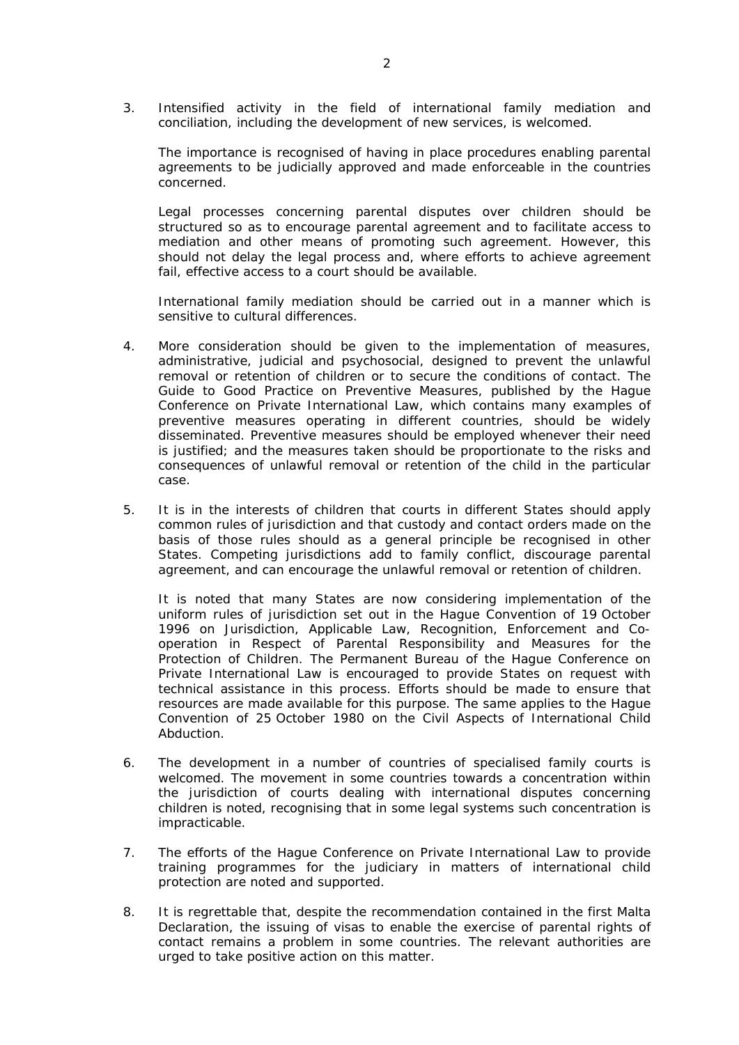3. Intensified activity in the field of international family mediation and conciliation, including the development of new services, is welcomed.

   The importance is recognised of having in place procedures enabling parental agreements to be judicially approved and made enforceable in the countries concerned.

   Legal processes concerning parental disputes over children should be structured so as to encourage parental agreement and to facilitate access to mediation and other means of promoting such agreement. However, this should not delay the legal process and, where efforts to achieve agreement fail, effective access to a court should be available.

   International family mediation should be carried out in a manner which is sensitive to cultural differences.

4. More consideration should be given to the implementation of measures, administrative, judicial and psychosocial, designed to prevent the unlawful removal or retention of children or to secure the conditions of contact. The Guide to Good Practice on Preventive Measures, published by the Hague Conference on Private International Law, which contains many examples of preventive measures operating in different countries, should be widely disseminated. Preventive measures should be employed whenever their need is justified; and the measures taken should be proportionate to the risks and consequences of unlawful removal or retention of the child in the particular case.

5. It is in the interests of children that courts in different States should apply common rules of jurisdiction and that custody and contact orders made on the basis of those rules should as a general principle be recognised in other States. Competing jurisdictions add to family conflict, discourage parental agreement, and can encourage the unlawful removal or retention of children.

   It is noted that many States are now considering implementation of the uniform rules of jurisdiction set out in the Hague Convention of 19 October 1996 on Jurisdiction, Applicable Law, Recognition, Enforcement and Co-operation in Respect of Parental Responsibility and Measures for the Protection of Children. The Permanent Bureau of the Hague Conference on Private International Law is encouraged to provide States on request with technical assistance in this process. Efforts should be made to ensure that resources are made available for this purpose. The same applies to the Hague Convention of 25 October 1980 on the Civil Aspects of International Child Abduction.

6. The development in a number of countries of specialised family courts is welcomed. The movement in some countries towards a concentration within the jurisdiction of courts dealing with international disputes concerning children is noted, recognising that in some legal systems such concentration is impracticable.

7. The efforts of the Hague Conference on Private International Law to provide training programmes for the judiciary in matters of international child protection are noted and supported.

8. It is regrettable that, despite the recommendation contained in the first Malta Declaration, the issuing of visas to enable the exercise of parental rights of contact remains a problem in some countries. The relevant authorities are urged to take positive action on this matter.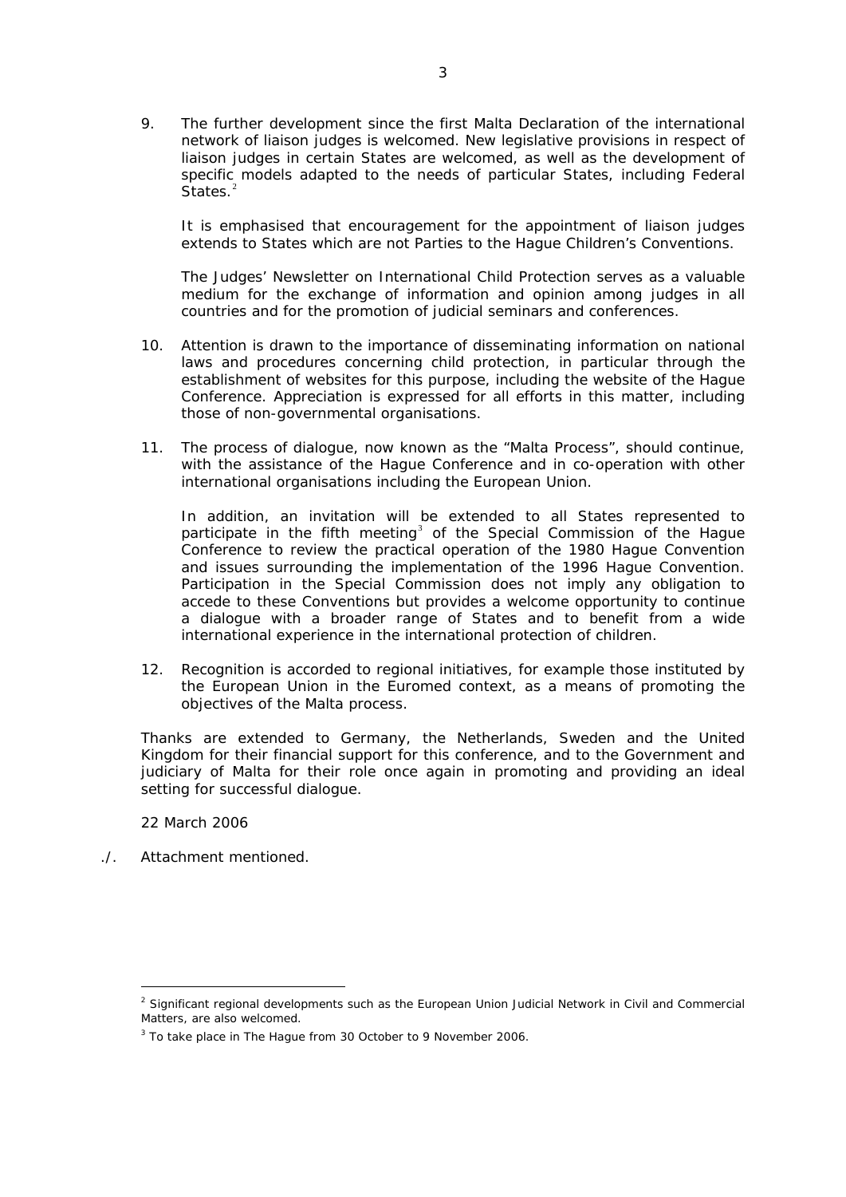9. The further development since the first Malta Declaration of the international network of liaison judges is welcomed. New legislative provisions in respect of liaison judges in certain States are welcomed, as well as the development of specific models adapted to the needs of particular States, including Federal States.[2]

   It is emphasised that encouragement for the appointment of liaison judges extends to States which are not Parties to the Hague Children's Conventions.

   The Judges' Newsletter on International Child Protection serves as a valuable medium for the exchange of information and opinion among judges in all countries and for the promotion of judicial seminars and conferences.

10. Attention is drawn to the importance of disseminating information on national laws and procedures concerning child protection, in particular through the establishment of websites for this purpose, including the website of the Hague Conference. Appreciation is expressed for all efforts in this matter, including those of non-governmental organisations.

11. The process of dialogue, now known as the "Malta Process", should continue, with the assistance of the Hague Conference and in co-operation with other international organisations including the European Union.

    In addition, an invitation will be extended to all States represented to participate in the fifth meeting[3] of the Special Commission of the Hague Conference to review the practical operation of the 1980 Hague Convention and issues surrounding the implementation of the 1996 Hague Convention. Participation in the Special Commission does not imply any obligation to accede to these Conventions but provides a welcome opportunity to continue a dialogue with a broader range of States and to benefit from a wide international experience in the international protection of children.

12. Recognition is accorded to regional initiatives, for example those instituted by the European Union in the Euromed context, as a means of promoting the objectives of the Malta process.

Thanks are extended to Germany, the Netherlands, Sweden and the United Kingdom for their financial support for this conference, and to the Government and judiciary of Malta for their role once again in promoting and providing an ideal setting for successful dialogue.

22 March 2006

./. Attachment mentioned.

---

[2] Significant regional developments such as the European Union Judicial Network in Civil and Commercial Matters, are also welcomed.

[3] To take place in The Hague from 30 October to 9 November 2006.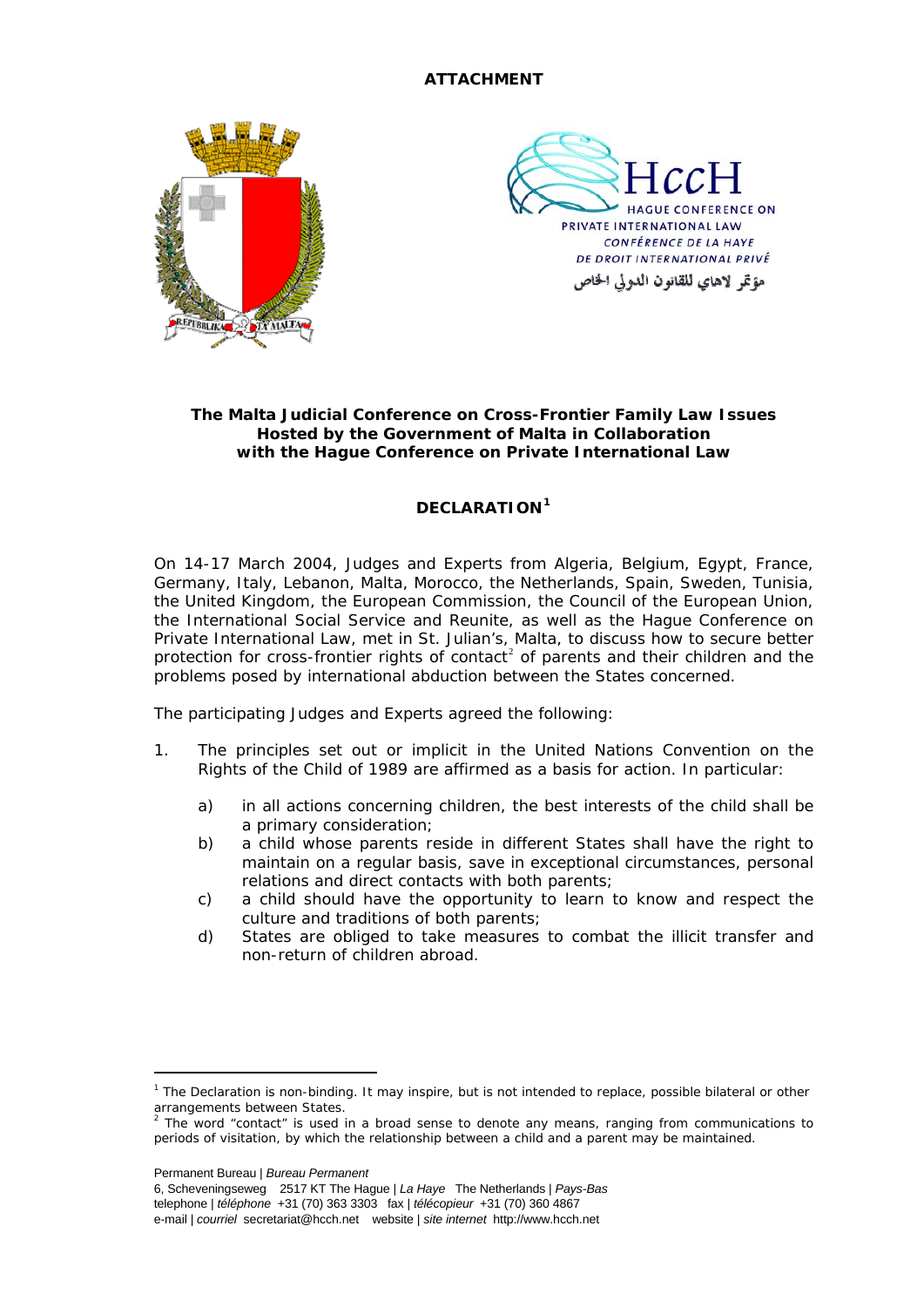**ATTACHMENT**

HccH
HAGUE CONFERENCE ON PRIVATE INTERNATIONAL LAW
*CONFÉRENCE DE LA HAYE DE DROIT INTERNATIONAL PRIVÉ*
مؤتمر لاهاي للقانون الدولي الخاص

**The Malta Judicial Conference on Cross-Frontier Family Law Issues Hosted by the Government of Malta in Collaboration with the Hague Conference on Private International Law**

**DECLARATION**[1]

On 14-17 March 2004, Judges and Experts from Algeria, Belgium, Egypt, France, Germany, Italy, Lebanon, Malta, Morocco, the Netherlands, Spain, Sweden, Tunisia, the United Kingdom, the European Commission, the Council of the European Union, the International Social Service and Reunite, as well as the Hague Conference on Private International Law, met in St. Julian's, Malta, to discuss how to secure better protection for cross-frontier rights of contact[2] of parents and their children and the problems posed by international abduction between the States concerned.

The participating Judges and Experts agreed the following:

1. The principles set out or implicit in the United Nations Convention on the Rights of the Child of 1989 are affirmed as a basis for action. In particular:

   a) in all actions concerning children, the best interests of the child shall be a primary consideration;
   b) a child whose parents reside in different States shall have the right to maintain on a regular basis, save in exceptional circumstances, personal relations and direct contacts with both parents;
   c) a child should have the opportunity to learn to know and respect the culture and traditions of both parents;
   d) States are obliged to take measures to combat the illicit transfer and non-return of children abroad.

---

[1] The Declaration is non-binding. It may inspire, but is not intended to replace, possible bilateral or other arrangements between States.

[2] The word "contact" is used in a broad sense to denote any means, ranging from communications to periods of visitation, by which the relationship between a child and a parent may be maintained.

Permanent Bureau | *Bureau Permanent*
6, Scheveningseweg 2517 KT The Hague | *La Haye* The Netherlands | *Pays-Bas*
telephone | *téléphone* +31 (70) 363 3303 fax | *télécopieur* +31 (70) 360 4867
e-mail | *courriel* secretariat@hcch.net website | *site internet* http://www.hcch.net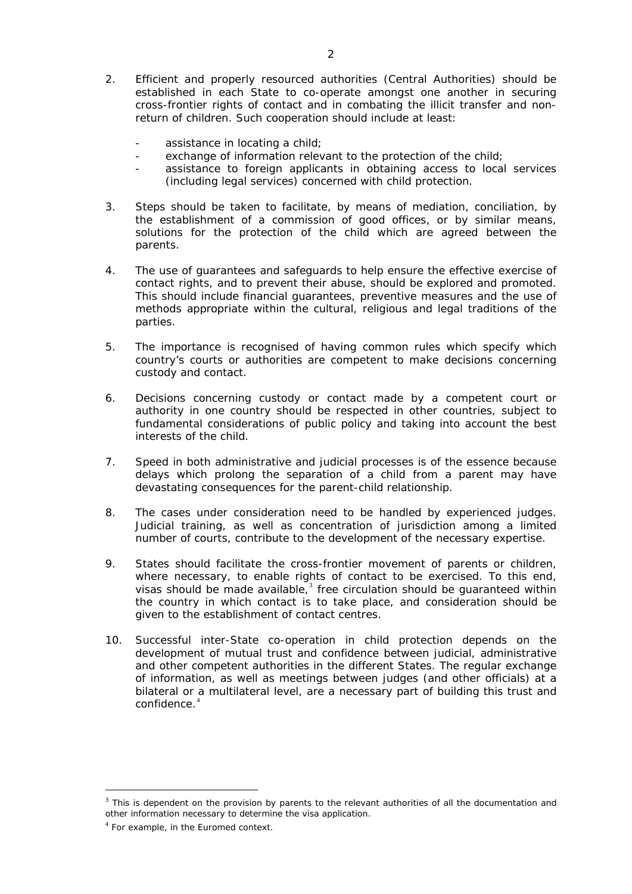2. Efficient and properly resourced authorities (Central Authorities) should be established in each State to co-operate amongst one another in securing cross-frontier rights of contact and in combating the illicit transfer and non-return of children. Such cooperation should include at least:

   - assistance in locating a child;
   - exchange of information relevant to the protection of the child;
   - assistance to foreign applicants in obtaining access to local services (including legal services) concerned with child protection.

3. Steps should be taken to facilitate, by means of mediation, conciliation, by the establishment of a commission of good offices, or by similar means, solutions for the protection of the child which are agreed between the parents.

4. The use of guarantees and safeguards to help ensure the effective exercise of contact rights, and to prevent their abuse, should be explored and promoted. This should include financial guarantees, preventive measures and the use of methods appropriate within the cultural, religious and legal traditions of the parties.

5. The importance is recognised of having common rules which specify which country's courts or authorities are competent to make decisions concerning custody and contact.

6. Decisions concerning custody or contact made by a competent court or authority in one country should be respected in other countries, subject to fundamental considerations of public policy and taking into account the best interests of the child.

7. Speed in both administrative and judicial processes is of the essence because delays which prolong the separation of a child from a parent may have devastating consequences for the parent-child relationship.

8. The cases under consideration need to be handled by experienced judges. Judicial training, as well as concentration of jurisdiction among a limited number of courts, contribute to the development of the necessary expertise.

9. States should facilitate the cross-frontier movement of parents or children, where necessary, to enable rights of contact to be exercised. To this end, visas should be made available,[3] free circulation should be guaranteed within the country in which contact is to take place, and consideration should be given to the establishment of contact centres.

10. Successful inter-State co-operation in child protection depends on the development of mutual trust and confidence between judicial, administrative and other competent authorities in the different States. The regular exchange of information, as well as meetings between judges (and other officials) at a bilateral or a multilateral level, are a necessary part of building this trust and confidence.[4]

---

[3] This is dependent on the provision by parents to the relevant authorities of all the documentation and other information necessary to determine the visa application.

[4] For example, in the Euromed context.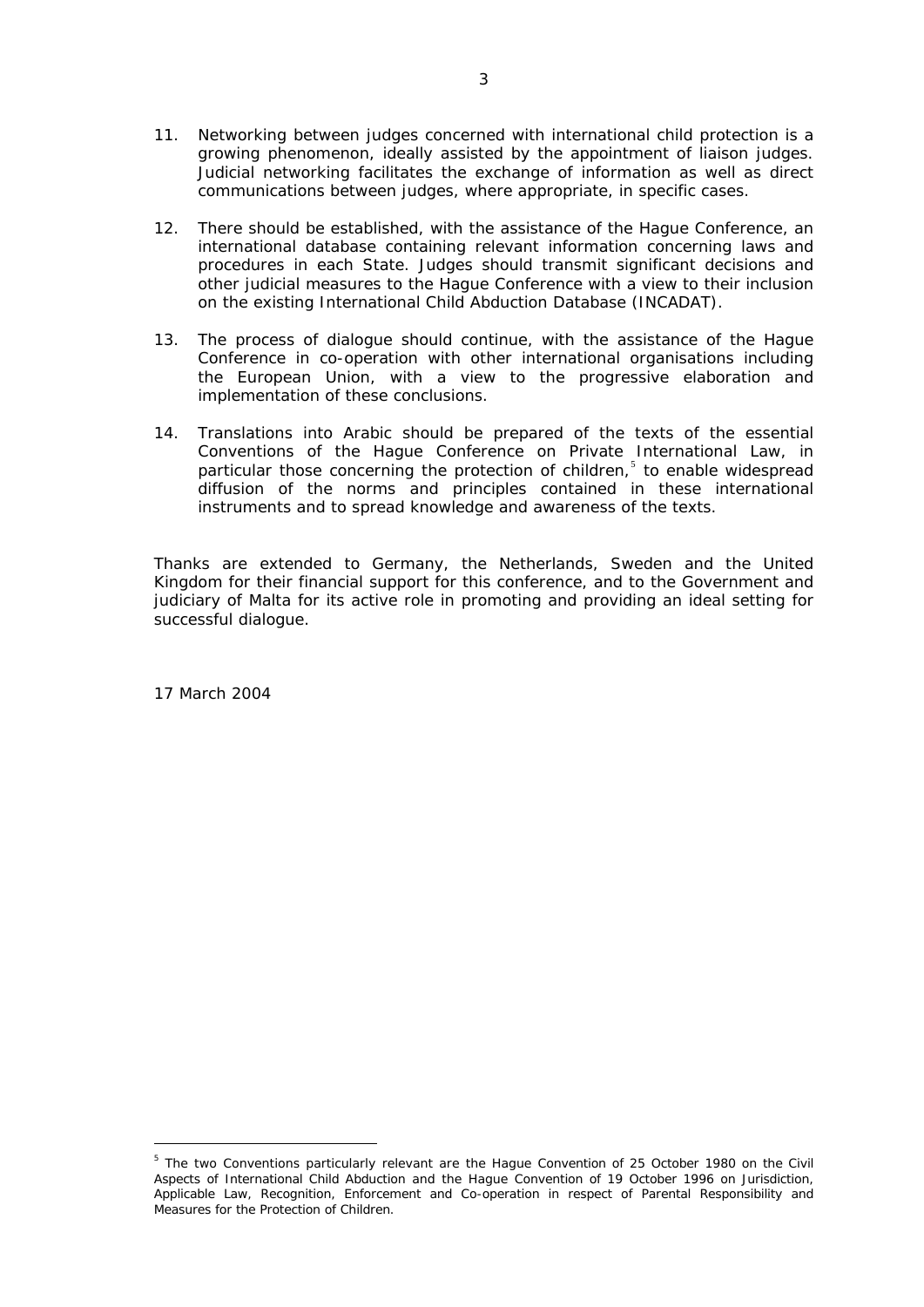11. Networking between judges concerned with international child protection is a growing phenomenon, ideally assisted by the appointment of liaison judges. Judicial networking facilitates the exchange of information as well as direct communications between judges, where appropriate, in specific cases.

12. There should be established, with the assistance of the Hague Conference, an international database containing relevant information concerning laws and procedures in each State. Judges should transmit significant decisions and other judicial measures to the Hague Conference with a view to their inclusion on the existing International Child Abduction Database (INCADAT).

13. The process of dialogue should continue, with the assistance of the Hague Conference in co-operation with other international organisations including the European Union, with a view to the progressive elaboration and implementation of these conclusions.

14. Translations into Arabic should be prepared of the texts of the essential Conventions of the Hague Conference on Private International Law, in particular those concerning the protection of children,[5] to enable widespread diffusion of the norms and principles contained in these international instruments and to spread knowledge and awareness of the texts.

Thanks are extended to Germany, the Netherlands, Sweden and the United Kingdom for their financial support for this conference, and to the Government and judiciary of Malta for its active role in promoting and providing an ideal setting for successful dialogue.

17 March 2004

[5] The two Conventions particularly relevant are the Hague Convention of 25 October 1980 on the Civil Aspects of International Child Abduction and the Hague Convention of 19 October 1996 on Jurisdiction, Applicable Law, Recognition, Enforcement and Co-operation in respect of Parental Responsibility and Measures for the Protection of Children.